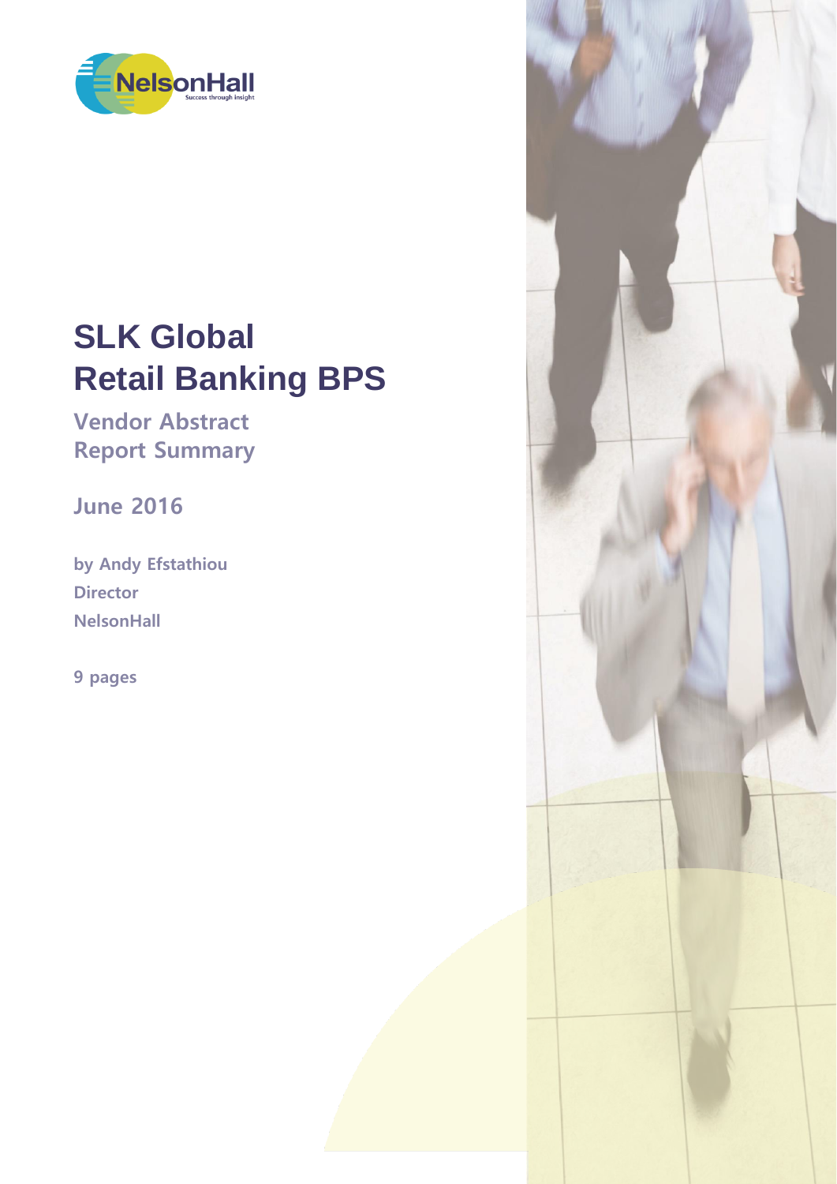# SLK Global
# Retail Banking BPS

## Vendor Abstract
## Report Summary

**June 2016**

**by Andy Efstathiou**
**Director**
**NelsonHall**

**9 pages**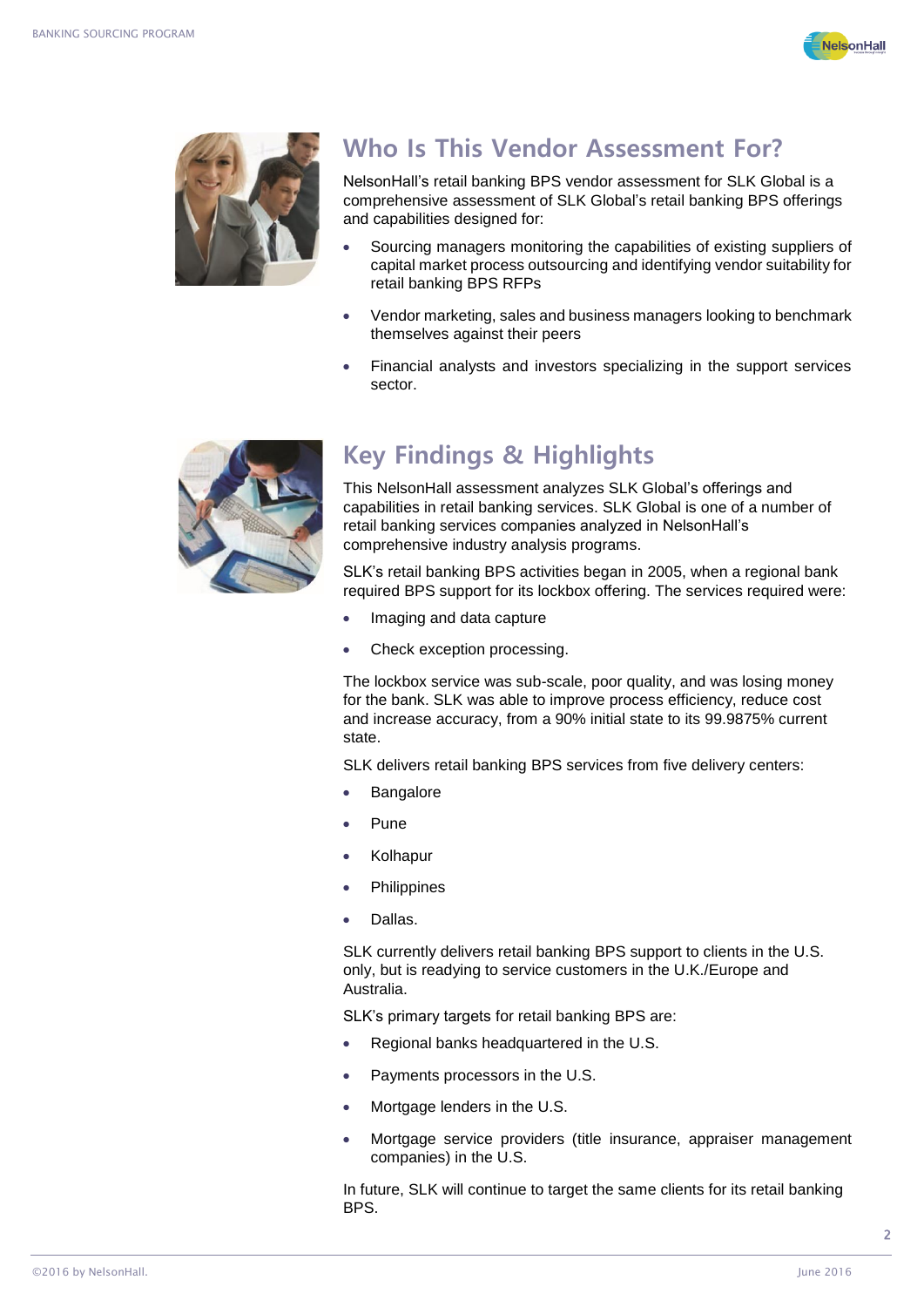## Who Is This Vendor Assessment For?

NelsonHall's retail banking BPS vendor assessment for SLK Global is a comprehensive assessment of SLK Global's retail banking BPS offerings and capabilities designed for:

- Sourcing managers monitoring the capabilities of existing suppliers of capital market process outsourcing and identifying vendor suitability for retail banking BPS RFPs
- Vendor marketing, sales and business managers looking to benchmark themselves against their peers
- Financial analysts and investors specializing in the support services sector.

## Key Findings & Highlights

This NelsonHall assessment analyzes SLK Global's offerings and capabilities in retail banking services. SLK Global is one of a number of retail banking services companies analyzed in NelsonHall's comprehensive industry analysis programs.

SLK's retail banking BPS activities began in 2005, when a regional bank required BPS support for its lockbox offering. The services required were:

- Imaging and data capture
- Check exception processing.

The lockbox service was sub-scale, poor quality, and was losing money for the bank. SLK was able to improve process efficiency, reduce cost and increase accuracy, from a 90% initial state to its 99.9875% current state.

SLK delivers retail banking BPS services from five delivery centers:

- Bangalore
- Pune
- Kolhapur
- Philippines
- Dallas.

SLK currently delivers retail banking BPS support to clients in the U.S. only, but is readying to service customers in the U.K./Europe and Australia.

SLK's primary targets for retail banking BPS are:

- Regional banks headquartered in the U.S.
- Payments processors in the U.S.
- Mortgage lenders in the U.S.
- Mortgage service providers (title insurance, appraiser management companies) in the U.S.

In future, SLK will continue to target the same clients for its retail banking BPS.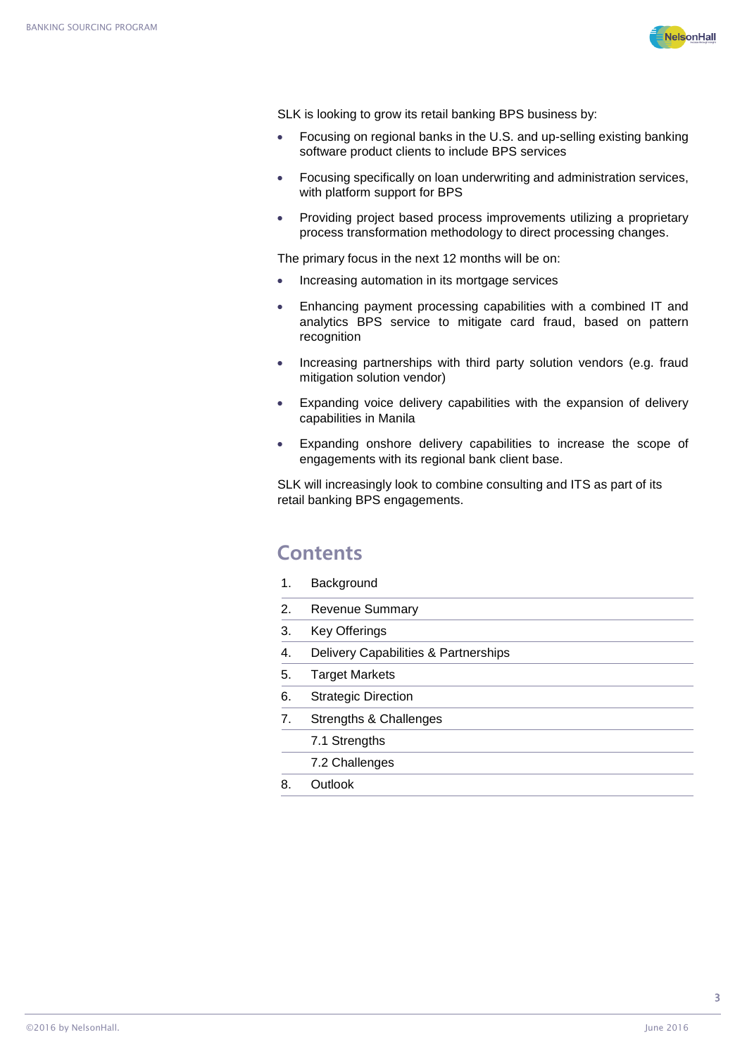SLK is looking to grow its retail banking BPS business by:

- Focusing on regional banks in the U.S. and up-selling existing banking software product clients to include BPS services
- Focusing specifically on loan underwriting and administration services, with platform support for BPS
- Providing project based process improvements utilizing a proprietary process transformation methodology to direct processing changes.

The primary focus in the next 12 months will be on:

- Increasing automation in its mortgage services
- Enhancing payment processing capabilities with a combined IT and analytics BPS service to mitigate card fraud, based on pattern recognition
- Increasing partnerships with third party solution vendors (e.g. fraud mitigation solution vendor)
- Expanding voice delivery capabilities with the expansion of delivery capabilities in Manila
- Expanding onshore delivery capabilities to increase the scope of engagements with its regional bank client base.

SLK will increasingly look to combine consulting and ITS as part of its retail banking BPS engagements.

## Contents

1. Background
2. Revenue Summary
3. Key Offerings
4. Delivery Capabilities & Partnerships
5. Target Markets
6. Strategic Direction
7. Strengths & Challenges
   - 7.1 Strengths
   - 7.2 Challenges
8. Outlook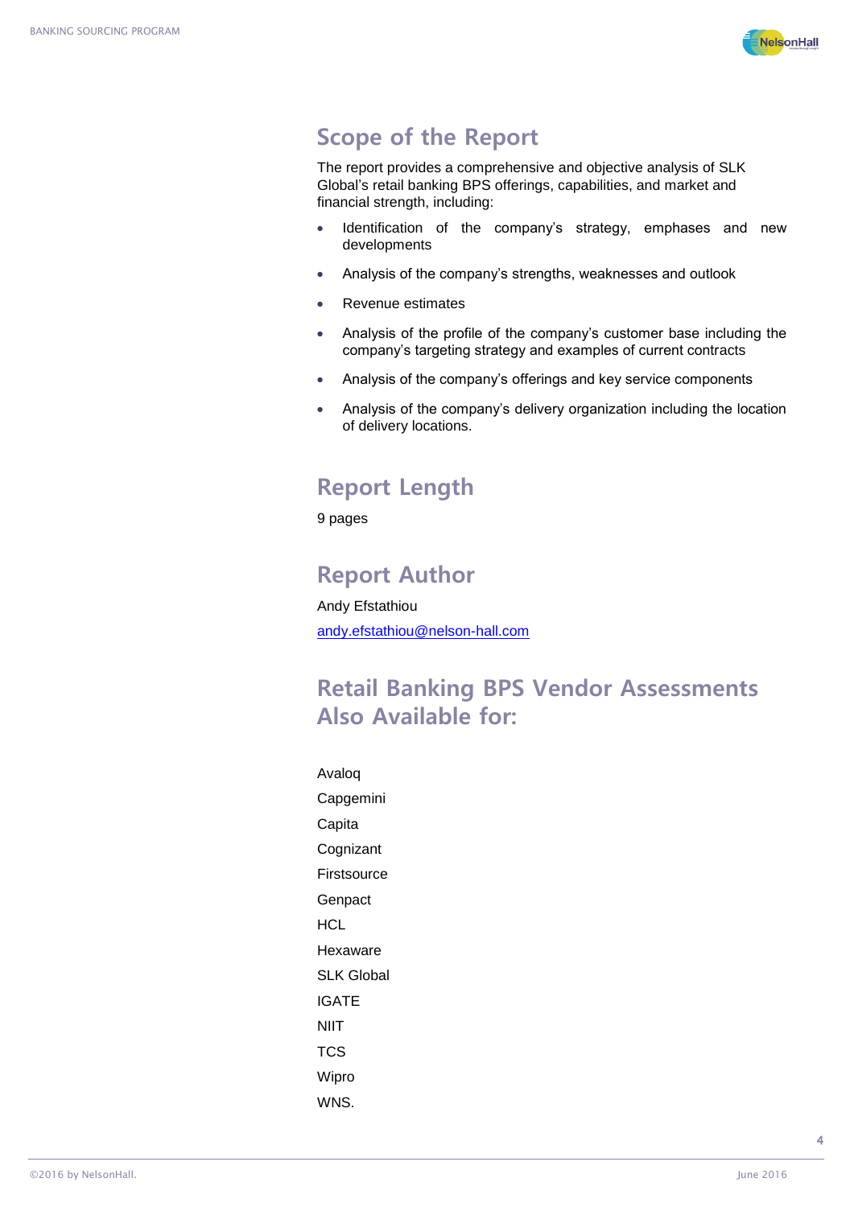## Scope of the Report

The report provides a comprehensive and objective analysis of SLK Global's retail banking BPS offerings, capabilities, and market and financial strength, including:

- Identification of the company's strategy, emphases and new developments
- Analysis of the company's strengths, weaknesses and outlook
- Revenue estimates
- Analysis of the profile of the company's customer base including the company's targeting strategy and examples of current contracts
- Analysis of the company's offerings and key service components
- Analysis of the company's delivery organization including the location of delivery locations.

## Report Length

9 pages

## Report Author

Andy Efstathiou

andy.efstathiou@nelson-hall.com

## Retail Banking BPS Vendor Assessments Also Available for:

Avaloq

Capgemini

Capita

Cognizant

Firstsource

Genpact

HCL

Hexaware

SLK Global

IGATE

NIIT

TCS

Wipro

WNS.